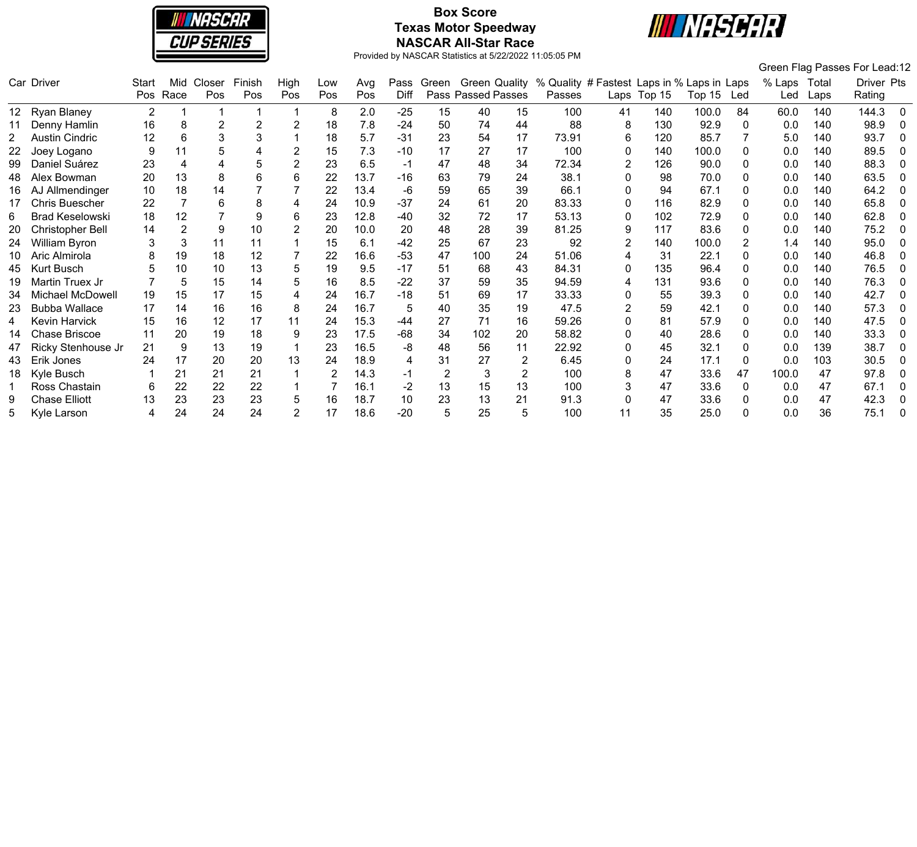# Box Score
## Texas Motor Speedway
## NASCAR All-Star Race

Provided by NASCAR Statistics at 5/22/2022 11:05:05 PM

Green Flag Passes For Lead:12

| Car | Driver | Start Pos | Mid Race | Closer Pos | Finish Pos | High Pos | Low Pos | Avg Pos | Pass Diff | Green Pass | Green Passed | Quality Passes | % Quality Passes | # Fastest Laps | Laps in Top 15 | % Laps in Top 15 | Laps Led | % Laps Led | Total Laps | Driver Rating | Pts |
|---|---|---|---|---|---|---|---|---|---|---|---|---|---|---|---|---|---|---|---|---|---|
| 12 | Ryan Blaney | 2 | 1 | 1 | 1 | 1 | 8 | 2.0 | -25 | 15 | 40 | 15 | 100 | 41 | 140 | 100.0 | 84 | 60.0 | 140 | 144.3 | 0 |
| 11 | Denny Hamlin | 16 | 8 | 2 | 2 | 2 | 18 | 7.8 | -24 | 50 | 74 | 44 | 88 | 8 | 130 | 92.9 | 0 | 0.0 | 140 | 98.9 | 0 |
| 2 | Austin Cindric | 12 | 6 | 3 | 3 | 1 | 18 | 5.7 | -31 | 23 | 54 | 17 | 73.91 | 6 | 120 | 85.7 | 7 | 5.0 | 140 | 93.7 | 0 |
| 22 | Joey Logano | 9 | 11 | 5 | 4 | 2 | 15 | 7.3 | -10 | 17 | 27 | 17 | 100 | 0 | 140 | 100.0 | 0 | 0.0 | 140 | 89.5 | 0 |
| 99 | Daniel Suárez | 23 | 4 | 4 | 5 | 2 | 23 | 6.5 | -1 | 47 | 48 | 34 | 72.34 | 2 | 126 | 90.0 | 0 | 0.0 | 140 | 88.3 | 0 |
| 48 | Alex Bowman | 20 | 13 | 8 | 6 | 6 | 22 | 13.7 | -16 | 63 | 79 | 24 | 38.1 | 0 | 98 | 70.0 | 0 | 0.0 | 140 | 63.5 | 0 |
| 16 | AJ Allmendinger | 10 | 18 | 14 | 7 | 7 | 22 | 13.4 | -6 | 59 | 65 | 39 | 66.1 | 0 | 94 | 67.1 | 0 | 0.0 | 140 | 64.2 | 0 |
| 17 | Chris Buescher | 22 | 7 | 6 | 8 | 4 | 24 | 10.9 | -37 | 24 | 61 | 20 | 83.33 | 0 | 116 | 82.9 | 0 | 0.0 | 140 | 65.8 | 0 |
| 6 | Brad Keselowski | 18 | 12 | 7 | 9 | 6 | 23 | 12.8 | -40 | 32 | 72 | 17 | 53.13 | 0 | 102 | 72.9 | 0 | 0.0 | 140 | 62.8 | 0 |
| 20 | Christopher Bell | 14 | 2 | 9 | 10 | 2 | 20 | 10.0 | 20 | 48 | 28 | 39 | 81.25 | 9 | 117 | 83.6 | 0 | 0.0 | 140 | 75.2 | 0 |
| 24 | William Byron | 3 | 3 | 11 | 11 | 1 | 15 | 6.1 | -42 | 25 | 67 | 23 | 92 | 2 | 140 | 100.0 | 2 | 1.4 | 140 | 95.0 | 0 |
| 10 | Aric Almirola | 8 | 19 | 18 | 12 | 7 | 22 | 16.6 | -53 | 47 | 100 | 24 | 51.06 | 4 | 31 | 22.1 | 0 | 0.0 | 140 | 46.8 | 0 |
| 45 | Kurt Busch | 5 | 10 | 10 | 13 | 5 | 19 | 9.5 | -17 | 51 | 68 | 43 | 84.31 | 0 | 135 | 96.4 | 0 | 0.0 | 140 | 76.5 | 0 |
| 19 | Martin Truex Jr | 7 | 5 | 15 | 14 | 5 | 16 | 8.5 | -22 | 37 | 59 | 35 | 94.59 | 4 | 131 | 93.6 | 0 | 0.0 | 140 | 76.3 | 0 |
| 34 | Michael McDowell | 19 | 15 | 17 | 15 | 4 | 24 | 16.7 | -18 | 51 | 69 | 17 | 33.33 | 0 | 55 | 39.3 | 0 | 0.0 | 140 | 42.7 | 0 |
| 23 | Bubba Wallace | 17 | 14 | 16 | 16 | 8 | 24 | 16.7 | 5 | 40 | 35 | 19 | 47.5 | 2 | 59 | 42.1 | 0 | 0.0 | 140 | 57.3 | 0 |
| 4 | Kevin Harvick | 15 | 16 | 12 | 17 | 11 | 24 | 15.3 | -44 | 27 | 71 | 16 | 59.26 | 0 | 81 | 57.9 | 0 | 0.0 | 140 | 47.5 | 0 |
| 14 | Chase Briscoe | 11 | 20 | 19 | 18 | 9 | 23 | 17.5 | -68 | 34 | 102 | 20 | 58.82 | 0 | 40 | 28.6 | 0 | 0.0 | 140 | 33.3 | 0 |
| 47 | Ricky Stenhouse Jr | 21 | 9 | 13 | 19 | 1 | 23 | 16.5 | -8 | 48 | 56 | 11 | 22.92 | 0 | 45 | 32.1 | 0 | 0.0 | 139 | 38.7 | 0 |
| 43 | Erik Jones | 24 | 17 | 20 | 20 | 13 | 24 | 18.9 | 4 | 31 | 27 | 2 | 6.45 | 0 | 24 | 17.1 | 0 | 0.0 | 103 | 30.5 | 0 |
| 18 | Kyle Busch | 1 | 21 | 21 | 21 | 1 | 2 | 14.3 | -1 | 2 | 3 | 2 | 100 | 8 | 47 | 33.6 | 47 | 100.0 | 47 | 97.8 | 0 |
| 1 | Ross Chastain | 6 | 22 | 22 | 22 | 1 | 7 | 16.1 | -2 | 13 | 15 | 13 | 100 | 3 | 47 | 33.6 | 0 | 0.0 | 47 | 67.1 | 0 |
| 9 | Chase Elliott | 13 | 23 | 23 | 23 | 5 | 16 | 18.7 | 10 | 23 | 13 | 21 | 91.3 | 0 | 47 | 33.6 | 0 | 0.0 | 47 | 42.3 | 0 |
| 5 | Kyle Larson | 4 | 24 | 24 | 24 | 2 | 17 | 18.6 | -20 | 5 | 25 | 5 | 100 | 11 | 35 | 25.0 | 0 | 0.0 | 36 | 75.1 | 0 |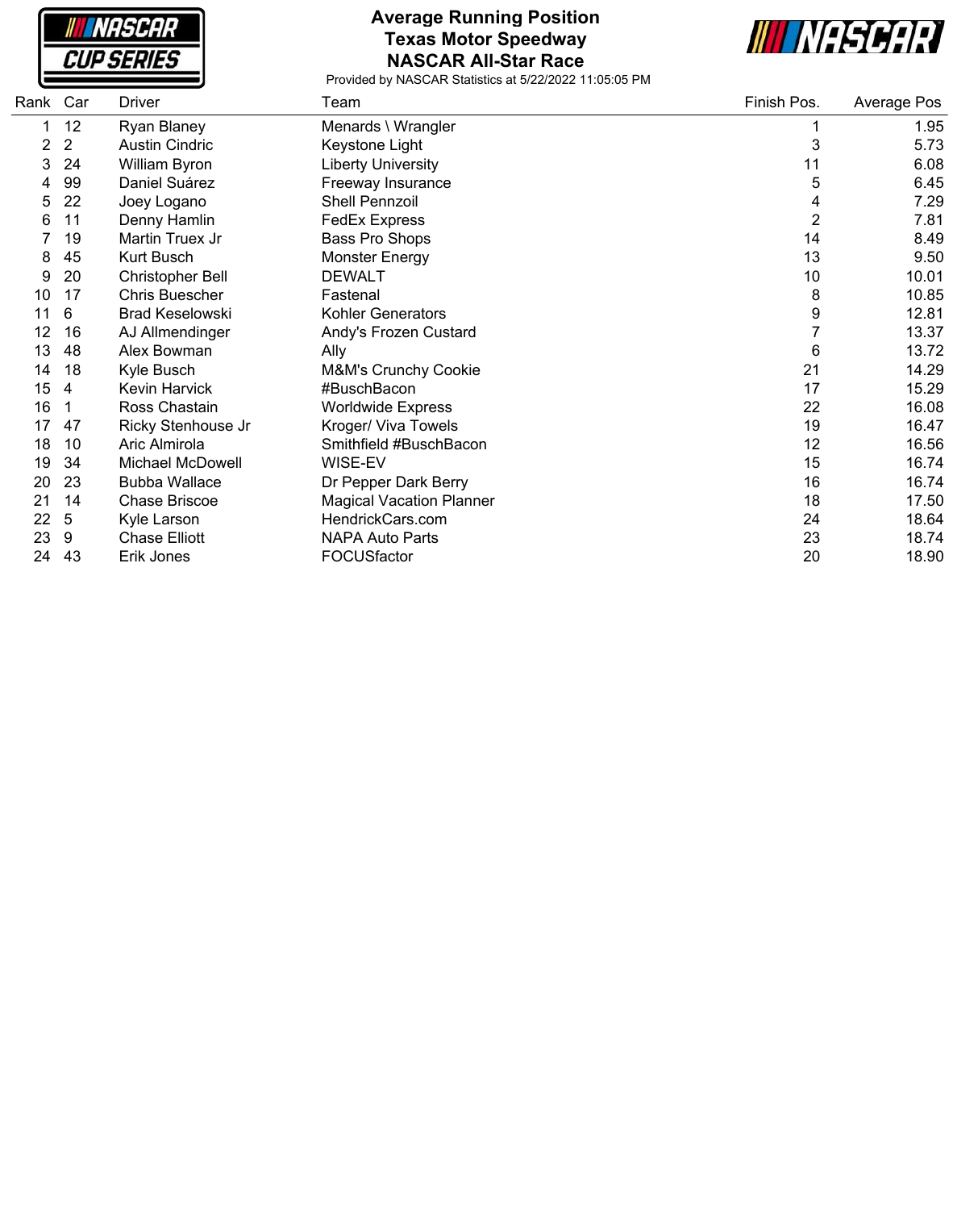# Average Running Position
## Texas Motor Speedway
## NASCAR All-Star Race

Provided by NASCAR Statistics at 5/22/2022 11:05:05 PM

| Rank | Car | Driver | Team | Finish Pos. | Average Pos |
|---|---|---|---|---|---|
| 1 | 12 | Ryan Blaney | Menards \ Wrangler | 1 | 1.95 |
| 2 | 2 | Austin Cindric | Keystone Light | 3 | 5.73 |
| 3 | 24 | William Byron | Liberty University | 11 | 6.08 |
| 4 | 99 | Daniel Suárez | Freeway Insurance | 5 | 6.45 |
| 5 | 22 | Joey Logano | Shell Pennzoil | 4 | 7.29 |
| 6 | 11 | Denny Hamlin | FedEx Express | 2 | 7.81 |
| 7 | 19 | Martin Truex Jr | Bass Pro Shops | 14 | 8.49 |
| 8 | 45 | Kurt Busch | Monster Energy | 13 | 9.50 |
| 9 | 20 | Christopher Bell | DEWALT | 10 | 10.01 |
| 10 | 17 | Chris Buescher | Fastenal | 8 | 10.85 |
| 11 | 6 | Brad Keselowski | Kohler Generators | 9 | 12.81 |
| 12 | 16 | AJ Allmendinger | Andy's Frozen Custard | 7 | 13.37 |
| 13 | 48 | Alex Bowman | Ally | 6 | 13.72 |
| 14 | 18 | Kyle Busch | M&M's Crunchy Cookie | 21 | 14.29 |
| 15 | 4 | Kevin Harvick | #BuschBacon | 17 | 15.29 |
| 16 | 1 | Ross Chastain | Worldwide Express | 22 | 16.08 |
| 17 | 47 | Ricky Stenhouse Jr | Kroger/ Viva Towels | 19 | 16.47 |
| 18 | 10 | Aric Almirola | Smithfield #BuschBacon | 12 | 16.56 |
| 19 | 34 | Michael McDowell | WISE-EV | 15 | 16.74 |
| 20 | 23 | Bubba Wallace | Dr Pepper Dark Berry | 16 | 16.74 |
| 21 | 14 | Chase Briscoe | Magical Vacation Planner | 18 | 17.50 |
| 22 | 5 | Kyle Larson | HendrickCars.com | 24 | 18.64 |
| 23 | 9 | Chase Elliott | NAPA Auto Parts | 23 | 18.74 |
| 24 | 43 | Erik Jones | FOCUSfactor | 20 | 18.90 |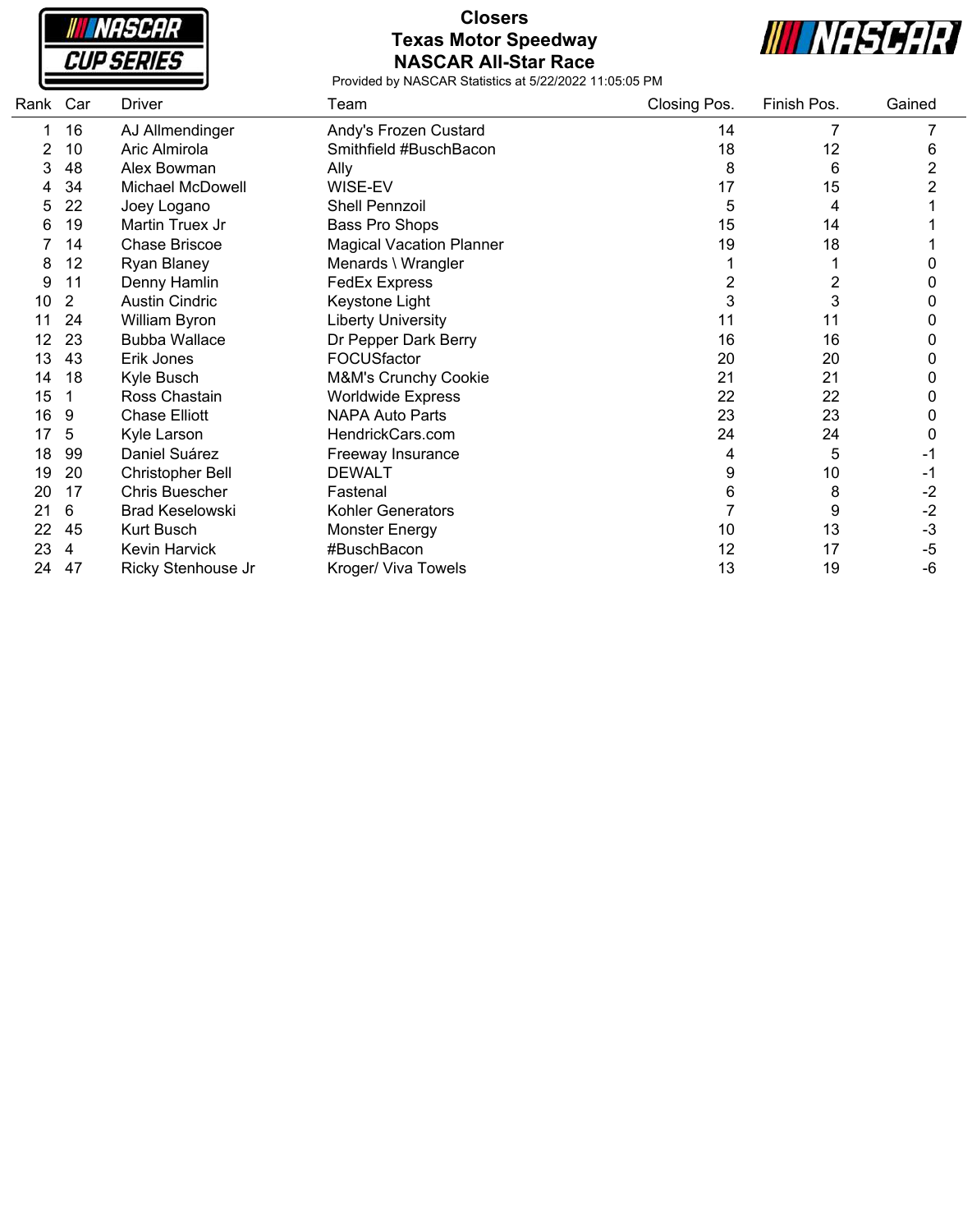# Closers
## Texas Motor Speedway
## NASCAR All-Star Race

Provided by NASCAR Statistics at 5/22/2022 11:05:05 PM

| Rank | Car | Driver | Team | Closing Pos. | Finish Pos. | Gained |
|---|---|---|---|---|---|---|
| 1 | 16 | AJ Allmendinger | Andy's Frozen Custard | 14 | 7 | 7 |
| 2 | 10 | Aric Almirola | Smithfield #BuschBacon | 18 | 12 | 6 |
| 3 | 48 | Alex Bowman | Ally | 8 | 6 | 2 |
| 4 | 34 | Michael McDowell | WISE-EV | 17 | 15 | 2 |
| 5 | 22 | Joey Logano | Shell Pennzoil | 5 | 4 | 1 |
| 6 | 19 | Martin Truex Jr | Bass Pro Shops | 15 | 14 | 1 |
| 7 | 14 | Chase Briscoe | Magical Vacation Planner | 19 | 18 | 1 |
| 8 | 12 | Ryan Blaney | Menards \ Wrangler | 1 | 1 | 0 |
| 9 | 11 | Denny Hamlin | FedEx Express | 2 | 2 | 0 |
| 10 | 2 | Austin Cindric | Keystone Light | 3 | 3 | 0 |
| 11 | 24 | William Byron | Liberty University | 11 | 11 | 0 |
| 12 | 23 | Bubba Wallace | Dr Pepper Dark Berry | 16 | 16 | 0 |
| 13 | 43 | Erik Jones | FOCUSfactor | 20 | 20 | 0 |
| 14 | 18 | Kyle Busch | M&M's Crunchy Cookie | 21 | 21 | 0 |
| 15 | 1 | Ross Chastain | Worldwide Express | 22 | 22 | 0 |
| 16 | 9 | Chase Elliott | NAPA Auto Parts | 23 | 23 | 0 |
| 17 | 5 | Kyle Larson | HendrickCars.com | 24 | 24 | 0 |
| 18 | 99 | Daniel Suárez | Freeway Insurance | 4 | 5 | -1 |
| 19 | 20 | Christopher Bell | DEWALT | 9 | 10 | -1 |
| 20 | 17 | Chris Buescher | Fastenal | 6 | 8 | -2 |
| 21 | 6 | Brad Keselowski | Kohler Generators | 7 | 9 | -2 |
| 22 | 45 | Kurt Busch | Monster Energy | 10 | 13 | -3 |
| 23 | 4 | Kevin Harvick | #BuschBacon | 12 | 17 | -5 |
| 24 | 47 | Ricky Stenhouse Jr | Kroger/ Viva Towels | 13 | 19 | -6 |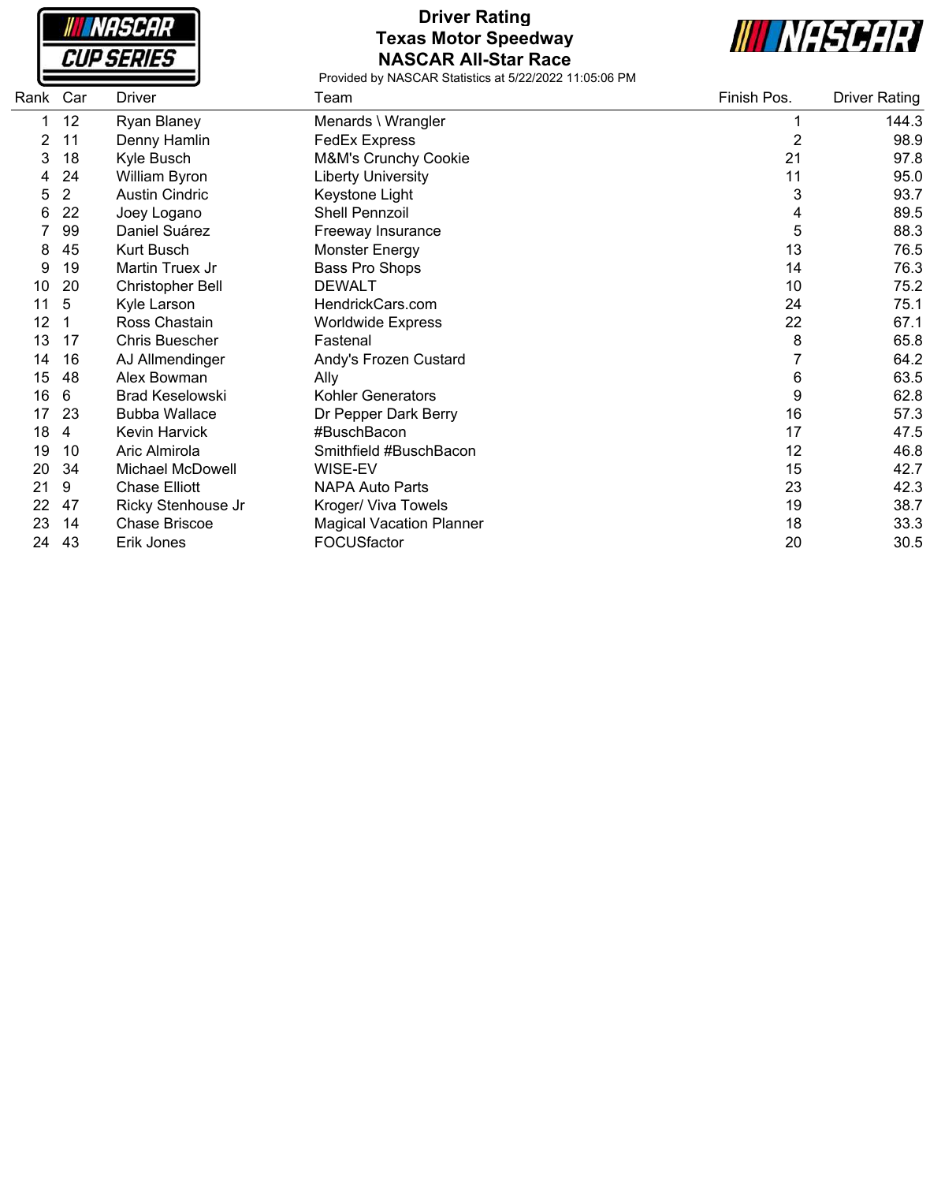# Driver Rating
## Texas Motor Speedway
## NASCAR All-Star Race

Provided by NASCAR Statistics at 5/22/2022 11:05:06 PM

| Rank | Car | Driver | Team | Finish Pos. | Driver Rating |
|---|---|---|---|---|---|
| 1 | 12 | Ryan Blaney | Menards \ Wrangler | 1 | 144.3 |
| 2 | 11 | Denny Hamlin | FedEx Express | 2 | 98.9 |
| 3 | 18 | Kyle Busch | M&M's Crunchy Cookie | 21 | 97.8 |
| 4 | 24 | William Byron | Liberty University | 11 | 95.0 |
| 5 | 2 | Austin Cindric | Keystone Light | 3 | 93.7 |
| 6 | 22 | Joey Logano | Shell Pennzoil | 4 | 89.5 |
| 7 | 99 | Daniel Suárez | Freeway Insurance | 5 | 88.3 |
| 8 | 45 | Kurt Busch | Monster Energy | 13 | 76.5 |
| 9 | 19 | Martin Truex Jr | Bass Pro Shops | 14 | 76.3 |
| 10 | 20 | Christopher Bell | DEWALT | 10 | 75.2 |
| 11 | 5 | Kyle Larson | HendrickCars.com | 24 | 75.1 |
| 12 | 1 | Ross Chastain | Worldwide Express | 22 | 67.1 |
| 13 | 17 | Chris Buescher | Fastenal | 8 | 65.8 |
| 14 | 16 | AJ Allmendinger | Andy's Frozen Custard | 7 | 64.2 |
| 15 | 48 | Alex Bowman | Ally | 6 | 63.5 |
| 16 | 6 | Brad Keselowski | Kohler Generators | 9 | 62.8 |
| 17 | 23 | Bubba Wallace | Dr Pepper Dark Berry | 16 | 57.3 |
| 18 | 4 | Kevin Harvick | #BuschBacon | 17 | 47.5 |
| 19 | 10 | Aric Almirola | Smithfield #BuschBacon | 12 | 46.8 |
| 20 | 34 | Michael McDowell | WISE-EV | 15 | 42.7 |
| 21 | 9 | Chase Elliott | NAPA Auto Parts | 23 | 42.3 |
| 22 | 47 | Ricky Stenhouse Jr | Kroger/ Viva Towels | 19 | 38.7 |
| 23 | 14 | Chase Briscoe | Magical Vacation Planner | 18 | 33.3 |
| 24 | 43 | Erik Jones | FOCUSfactor | 20 | 30.5 |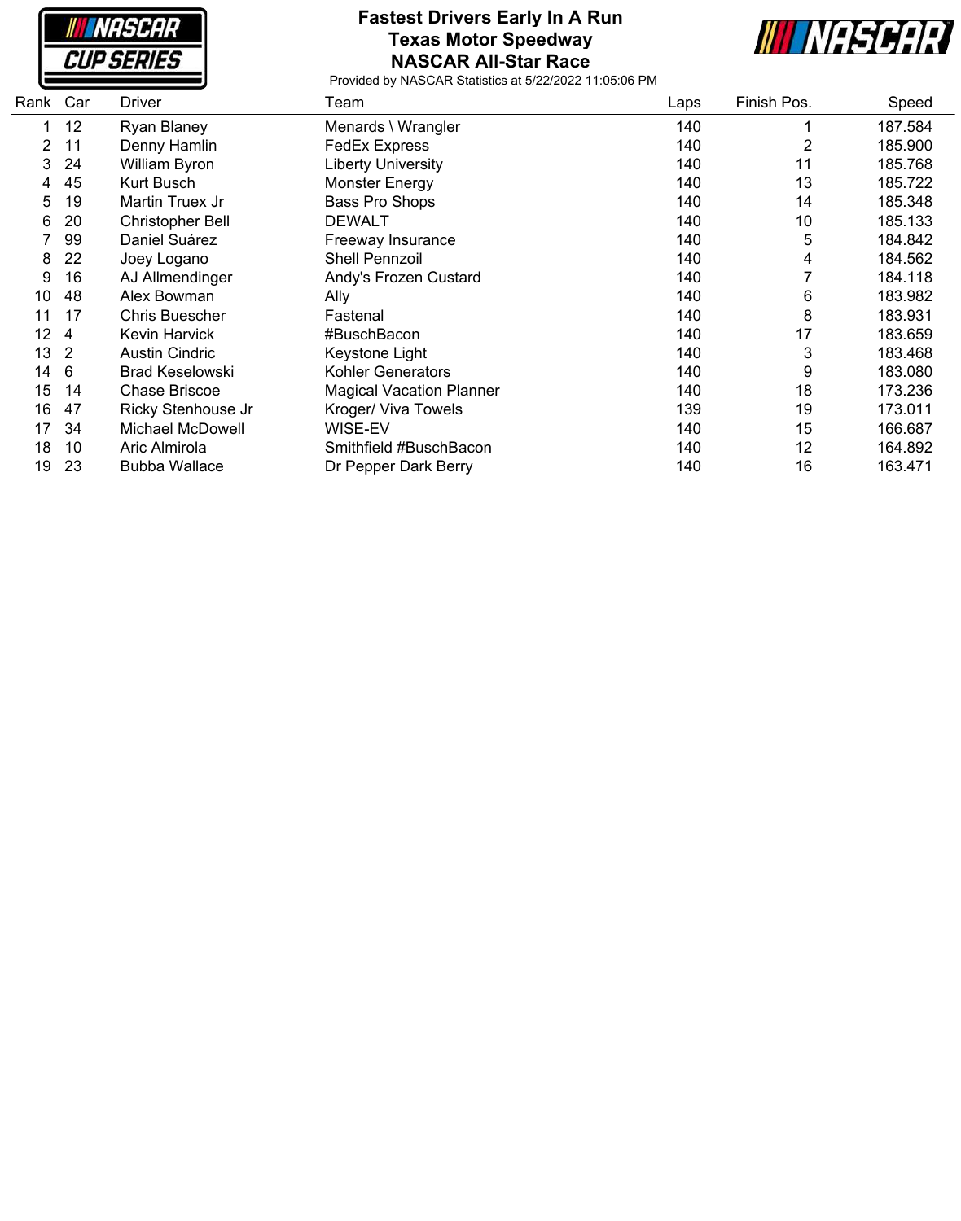# Fastest Drivers Early In A Run
## Texas Motor Speedway
## NASCAR All-Star Race

Provided by NASCAR Statistics at 5/22/2022 11:05:06 PM

| Rank | Car | Driver | Team | Laps | Finish Pos. | Speed |
|---|---|---|---|---|---|---|
| 1 | 12 | Ryan Blaney | Menards \ Wrangler | 140 | 1 | 187.584 |
| 2 | 11 | Denny Hamlin | FedEx Express | 140 | 2 | 185.900 |
| 3 | 24 | William Byron | Liberty University | 140 | 11 | 185.768 |
| 4 | 45 | Kurt Busch | Monster Energy | 140 | 13 | 185.722 |
| 5 | 19 | Martin Truex Jr | Bass Pro Shops | 140 | 14 | 185.348 |
| 6 | 20 | Christopher Bell | DEWALT | 140 | 10 | 185.133 |
| 7 | 99 | Daniel Suárez | Freeway Insurance | 140 | 5 | 184.842 |
| 8 | 22 | Joey Logano | Shell Pennzoil | 140 | 4 | 184.562 |
| 9 | 16 | AJ Allmendinger | Andy's Frozen Custard | 140 | 7 | 184.118 |
| 10 | 48 | Alex Bowman | Ally | 140 | 6 | 183.982 |
| 11 | 17 | Chris Buescher | Fastenal | 140 | 8 | 183.931 |
| 12 | 4 | Kevin Harvick | #BuschBacon | 140 | 17 | 183.659 |
| 13 | 2 | Austin Cindric | Keystone Light | 140 | 3 | 183.468 |
| 14 | 6 | Brad Keselowski | Kohler Generators | 140 | 9 | 183.080 |
| 15 | 14 | Chase Briscoe | Magical Vacation Planner | 140 | 18 | 173.236 |
| 16 | 47 | Ricky Stenhouse Jr | Kroger/ Viva Towels | 139 | 19 | 173.011 |
| 17 | 34 | Michael McDowell | WISE-EV | 140 | 15 | 166.687 |
| 18 | 10 | Aric Almirola | Smithfield #BuschBacon | 140 | 12 | 164.892 |
| 19 | 23 | Bubba Wallace | Dr Pepper Dark Berry | 140 | 16 | 163.471 |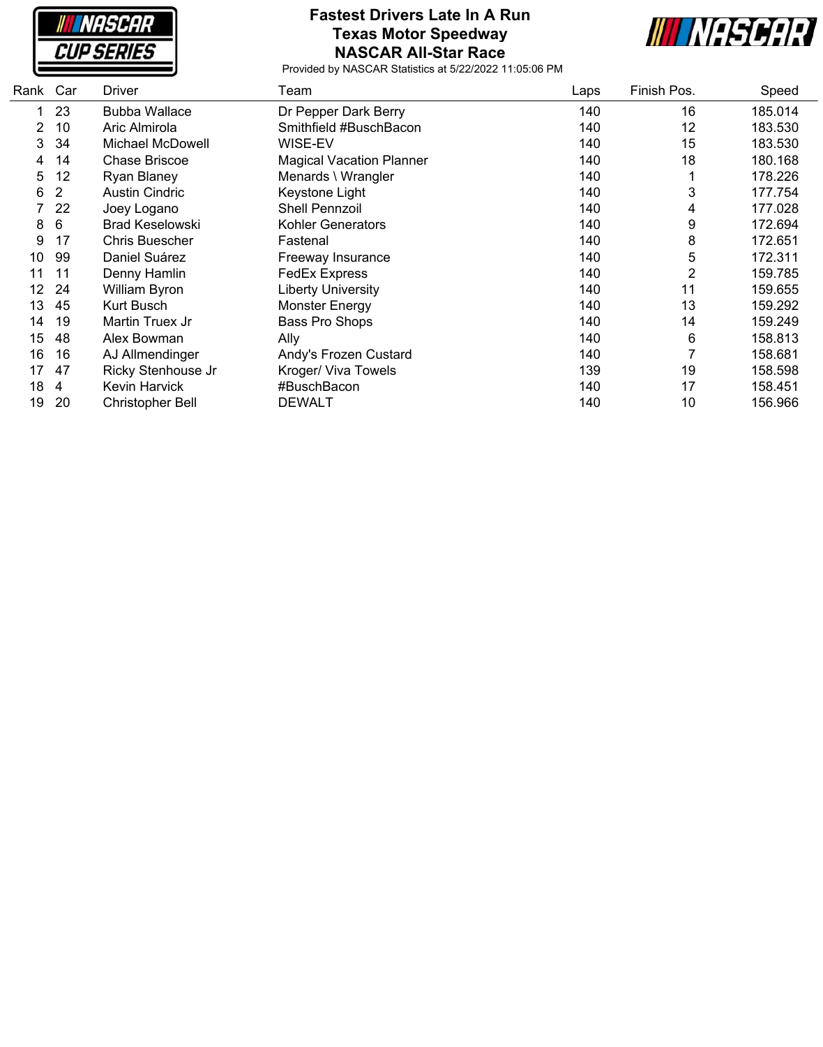# Fastest Drivers Late In A Run
## Texas Motor Speedway
## NASCAR All-Star Race

Provided by NASCAR Statistics at 5/22/2022 11:05:06 PM

| Rank | Car | Driver | Team | Laps | Finish Pos. | Speed |
|---|---|---|---|---|---|---|
| 1 | 23 | Bubba Wallace | Dr Pepper Dark Berry | 140 | 16 | 185.014 |
| 2 | 10 | Aric Almirola | Smithfield #BuschBacon | 140 | 12 | 183.530 |
| 3 | 34 | Michael McDowell | WISE-EV | 140 | 15 | 183.530 |
| 4 | 14 | Chase Briscoe | Magical Vacation Planner | 140 | 18 | 180.168 |
| 5 | 12 | Ryan Blaney | Menards \ Wrangler | 140 | 1 | 178.226 |
| 6 | 2 | Austin Cindric | Keystone Light | 140 | 3 | 177.754 |
| 7 | 22 | Joey Logano | Shell Pennzoil | 140 | 4 | 177.028 |
| 8 | 6 | Brad Keselowski | Kohler Generators | 140 | 9 | 172.694 |
| 9 | 17 | Chris Buescher | Fastenal | 140 | 8 | 172.651 |
| 10 | 99 | Daniel Suárez | Freeway Insurance | 140 | 5 | 172.311 |
| 11 | 11 | Denny Hamlin | FedEx Express | 140 | 2 | 159.785 |
| 12 | 24 | William Byron | Liberty University | 140 | 11 | 159.655 |
| 13 | 45 | Kurt Busch | Monster Energy | 140 | 13 | 159.292 |
| 14 | 19 | Martin Truex Jr | Bass Pro Shops | 140 | 14 | 159.249 |
| 15 | 48 | Alex Bowman | Ally | 140 | 6 | 158.813 |
| 16 | 16 | AJ Allmendinger | Andy's Frozen Custard | 140 | 7 | 158.681 |
| 17 | 47 | Ricky Stenhouse Jr | Kroger/ Viva Towels | 139 | 19 | 158.598 |
| 18 | 4 | Kevin Harvick | #BuschBacon | 140 | 17 | 158.451 |
| 19 | 20 | Christopher Bell | DEWALT | 140 | 10 | 156.966 |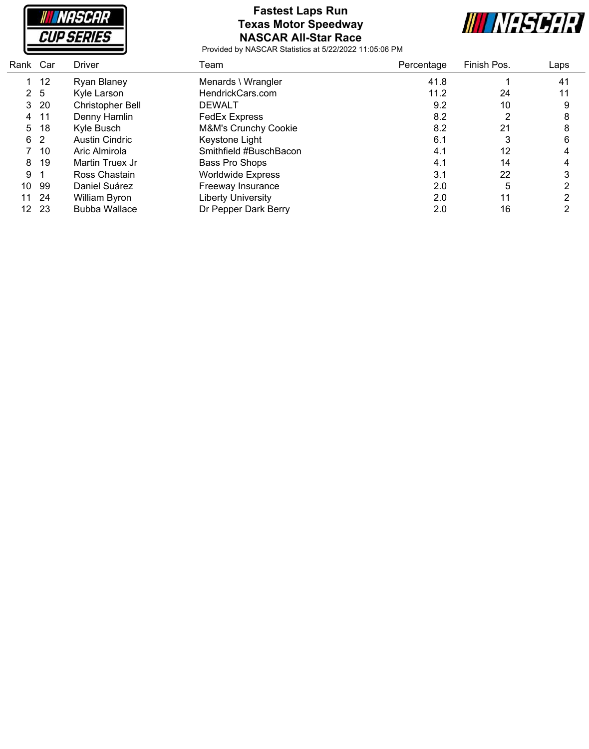# Fastest Laps Run
## Texas Motor Speedway
## NASCAR All-Star Race

Provided by NASCAR Statistics at 5/22/2022 11:05:06 PM

| Rank | Car | Driver | Team | Percentage | Finish Pos. | Laps |
|---|---|---|---|---|---|---|
| 1 | 12 | Ryan Blaney | Menards \ Wrangler | 41.8 | 1 | 41 |
| 2 | 5 | Kyle Larson | HendrickCars.com | 11.2 | 24 | 11 |
| 3 | 20 | Christopher Bell | DEWALT | 9.2 | 10 | 9 |
| 4 | 11 | Denny Hamlin | FedEx Express | 8.2 | 2 | 8 |
| 5 | 18 | Kyle Busch | M&M's Crunchy Cookie | 8.2 | 21 | 8 |
| 6 | 2 | Austin Cindric | Keystone Light | 6.1 | 3 | 6 |
| 7 | 10 | Aric Almirola | Smithfield #BuschBacon | 4.1 | 12 | 4 |
| 8 | 19 | Martin Truex Jr | Bass Pro Shops | 4.1 | 14 | 4 |
| 9 | 1 | Ross Chastain | Worldwide Express | 3.1 | 22 | 3 |
| 10 | 99 | Daniel Suárez | Freeway Insurance | 2.0 | 5 | 2 |
| 11 | 24 | William Byron | Liberty University | 2.0 | 11 | 2 |
| 12 | 23 | Bubba Wallace | Dr Pepper Dark Berry | 2.0 | 16 | 2 |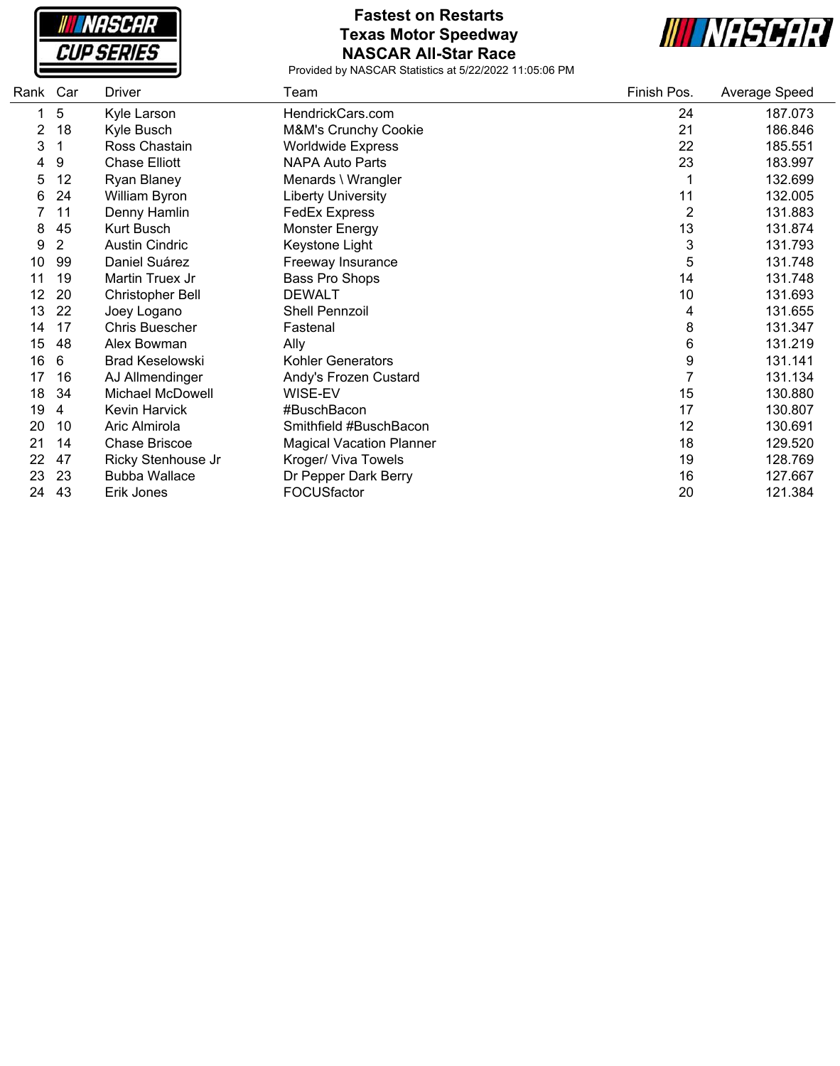# Fastest on Restarts
## Texas Motor Speedway
## NASCAR All-Star Race

Provided by NASCAR Statistics at 5/22/2022 11:05:06 PM

| Rank | Car | Driver | Team | Finish Pos. | Average Speed |
|---|---|---|---|---|---|
| 1 | 5 | Kyle Larson | HendrickCars.com | 24 | 187.073 |
| 2 | 18 | Kyle Busch | M&M's Crunchy Cookie | 21 | 186.846 |
| 3 | 1 | Ross Chastain | Worldwide Express | 22 | 185.551 |
| 4 | 9 | Chase Elliott | NAPA Auto Parts | 23 | 183.997 |
| 5 | 12 | Ryan Blaney | Menards \ Wrangler | 1 | 132.699 |
| 6 | 24 | William Byron | Liberty University | 11 | 132.005 |
| 7 | 11 | Denny Hamlin | FedEx Express | 2 | 131.883 |
| 8 | 45 | Kurt Busch | Monster Energy | 13 | 131.874 |
| 9 | 2 | Austin Cindric | Keystone Light | 3 | 131.793 |
| 10 | 99 | Daniel Suárez | Freeway Insurance | 5 | 131.748 |
| 11 | 19 | Martin Truex Jr | Bass Pro Shops | 14 | 131.748 |
| 12 | 20 | Christopher Bell | DEWALT | 10 | 131.693 |
| 13 | 22 | Joey Logano | Shell Pennzoil | 4 | 131.655 |
| 14 | 17 | Chris Buescher | Fastenal | 8 | 131.347 |
| 15 | 48 | Alex Bowman | Ally | 6 | 131.219 |
| 16 | 6 | Brad Keselowski | Kohler Generators | 9 | 131.141 |
| 17 | 16 | AJ Allmendinger | Andy's Frozen Custard | 7 | 131.134 |
| 18 | 34 | Michael McDowell | WISE-EV | 15 | 130.880 |
| 19 | 4 | Kevin Harvick | #BuschBacon | 17 | 130.807 |
| 20 | 10 | Aric Almirola | Smithfield #BuschBacon | 12 | 130.691 |
| 21 | 14 | Chase Briscoe | Magical Vacation Planner | 18 | 129.520 |
| 22 | 47 | Ricky Stenhouse Jr | Kroger/ Viva Towels | 19 | 128.769 |
| 23 | 23 | Bubba Wallace | Dr Pepper Dark Berry | 16 | 127.667 |
| 24 | 43 | Erik Jones | FOCUSfactor | 20 | 121.384 |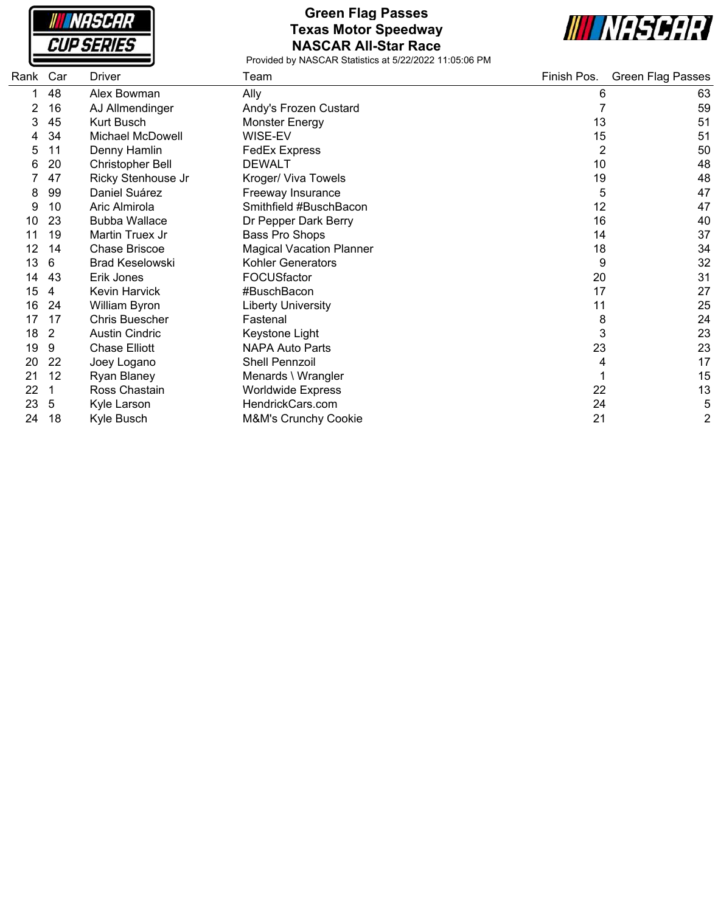# Green Flag Passes
## Texas Motor Speedway
## NASCAR All-Star Race

Provided by NASCAR Statistics at 5/22/2022 11:05:06 PM

| Rank | Car | Driver | Team | Finish Pos. | Green Flag Passes |
|---|---|---|---|---|---|
| 1 | 48 | Alex Bowman | Ally | 6 | 63 |
| 2 | 16 | AJ Allmendinger | Andy's Frozen Custard | 7 | 59 |
| 3 | 45 | Kurt Busch | Monster Energy | 13 | 51 |
| 4 | 34 | Michael McDowell | WISE-EV | 15 | 51 |
| 5 | 11 | Denny Hamlin | FedEx Express | 2 | 50 |
| 6 | 20 | Christopher Bell | DEWALT | 10 | 48 |
| 7 | 47 | Ricky Stenhouse Jr | Kroger/ Viva Towels | 19 | 48 |
| 8 | 99 | Daniel Suárez | Freeway Insurance | 5 | 47 |
| 9 | 10 | Aric Almirola | Smithfield #BuschBacon | 12 | 47 |
| 10 | 23 | Bubba Wallace | Dr Pepper Dark Berry | 16 | 40 |
| 11 | 19 | Martin Truex Jr | Bass Pro Shops | 14 | 37 |
| 12 | 14 | Chase Briscoe | Magical Vacation Planner | 18 | 34 |
| 13 | 6 | Brad Keselowski | Kohler Generators | 9 | 32 |
| 14 | 43 | Erik Jones | FOCUSfactor | 20 | 31 |
| 15 | 4 | Kevin Harvick | #BuschBacon | 17 | 27 |
| 16 | 24 | William Byron | Liberty University | 11 | 25 |
| 17 | 17 | Chris Buescher | Fastenal | 8 | 24 |
| 18 | 2 | Austin Cindric | Keystone Light | 3 | 23 |
| 19 | 9 | Chase Elliott | NAPA Auto Parts | 23 | 23 |
| 20 | 22 | Joey Logano | Shell Pennzoil | 4 | 17 |
| 21 | 12 | Ryan Blaney | Menards \ Wrangler | 1 | 15 |
| 22 | 1 | Ross Chastain | Worldwide Express | 22 | 13 |
| 23 | 5 | Kyle Larson | HendrickCars.com | 24 | 5 |
| 24 | 18 | Kyle Busch | M&M's Crunchy Cookie | 21 | 2 |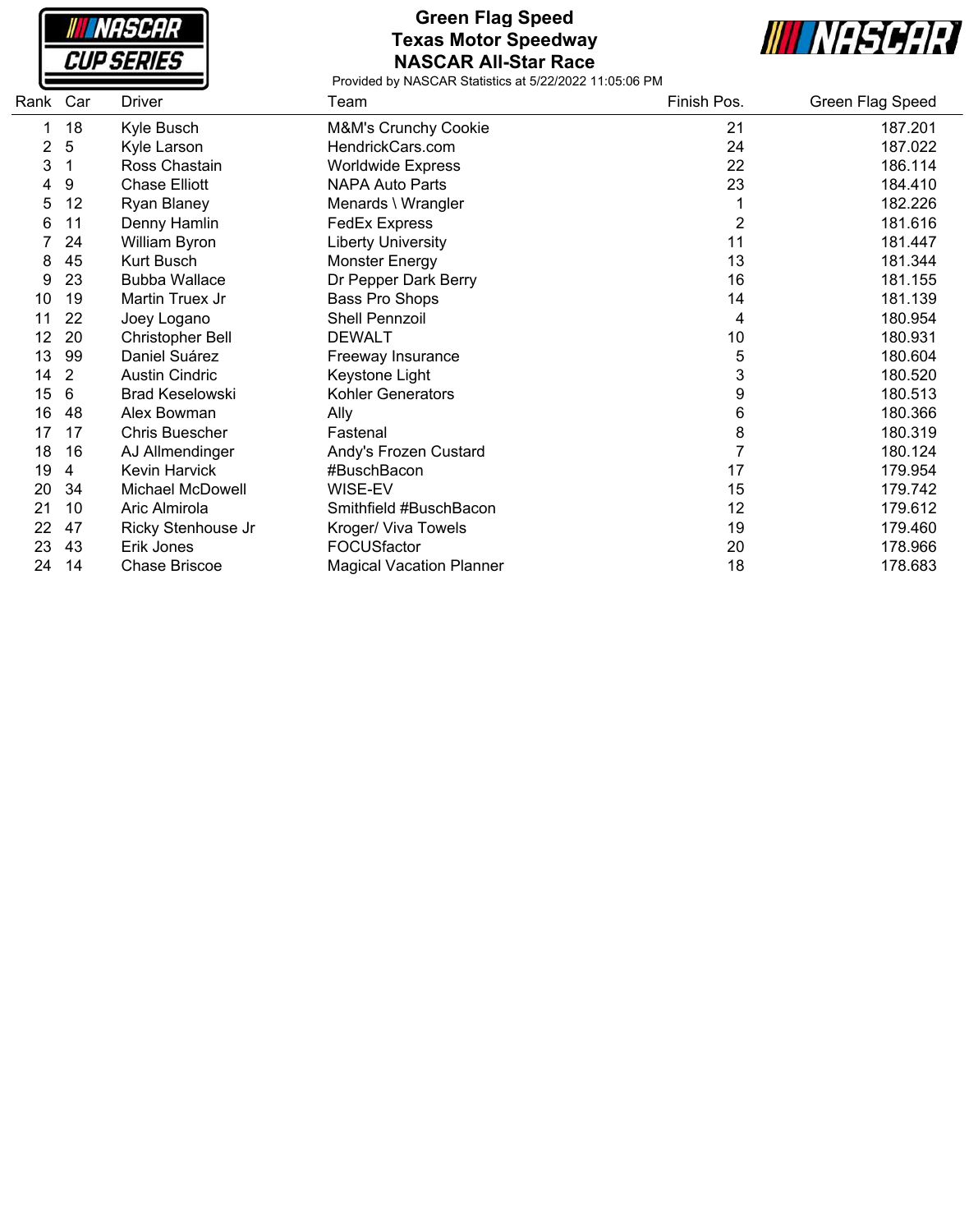# Green Flag Speed
## Texas Motor Speedway
## NASCAR All-Star Race

Provided by NASCAR Statistics at 5/22/2022 11:05:06 PM

| Rank | Car | Driver | Team | Finish Pos. | Green Flag Speed |
|---|---|---|---|---|---|
| 1 | 18 | Kyle Busch | M&M's Crunchy Cookie | 21 | 187.201 |
| 2 | 5 | Kyle Larson | HendrickCars.com | 24 | 187.022 |
| 3 | 1 | Ross Chastain | Worldwide Express | 22 | 186.114 |
| 4 | 9 | Chase Elliott | NAPA Auto Parts | 23 | 184.410 |
| 5 | 12 | Ryan Blaney | Menards \ Wrangler | 1 | 182.226 |
| 6 | 11 | Denny Hamlin | FedEx Express | 2 | 181.616 |
| 7 | 24 | William Byron | Liberty University | 11 | 181.447 |
| 8 | 45 | Kurt Busch | Monster Energy | 13 | 181.344 |
| 9 | 23 | Bubba Wallace | Dr Pepper Dark Berry | 16 | 181.155 |
| 10 | 19 | Martin Truex Jr | Bass Pro Shops | 14 | 181.139 |
| 11 | 22 | Joey Logano | Shell Pennzoil | 4 | 180.954 |
| 12 | 20 | Christopher Bell | DEWALT | 10 | 180.931 |
| 13 | 99 | Daniel Suárez | Freeway Insurance | 5 | 180.604 |
| 14 | 2 | Austin Cindric | Keystone Light | 3 | 180.520 |
| 15 | 6 | Brad Keselowski | Kohler Generators | 9 | 180.513 |
| 16 | 48 | Alex Bowman | Ally | 6 | 180.366 |
| 17 | 17 | Chris Buescher | Fastenal | 8 | 180.319 |
| 18 | 16 | AJ Allmendinger | Andy's Frozen Custard | 7 | 180.124 |
| 19 | 4 | Kevin Harvick | #BuschBacon | 17 | 179.954 |
| 20 | 34 | Michael McDowell | WISE-EV | 15 | 179.742 |
| 21 | 10 | Aric Almirola | Smithfield #BuschBacon | 12 | 179.612 |
| 22 | 47 | Ricky Stenhouse Jr | Kroger/ Viva Towels | 19 | 179.460 |
| 23 | 43 | Erik Jones | FOCUSfactor | 20 | 178.966 |
| 24 | 14 | Chase Briscoe | Magical Vacation Planner | 18 | 178.683 |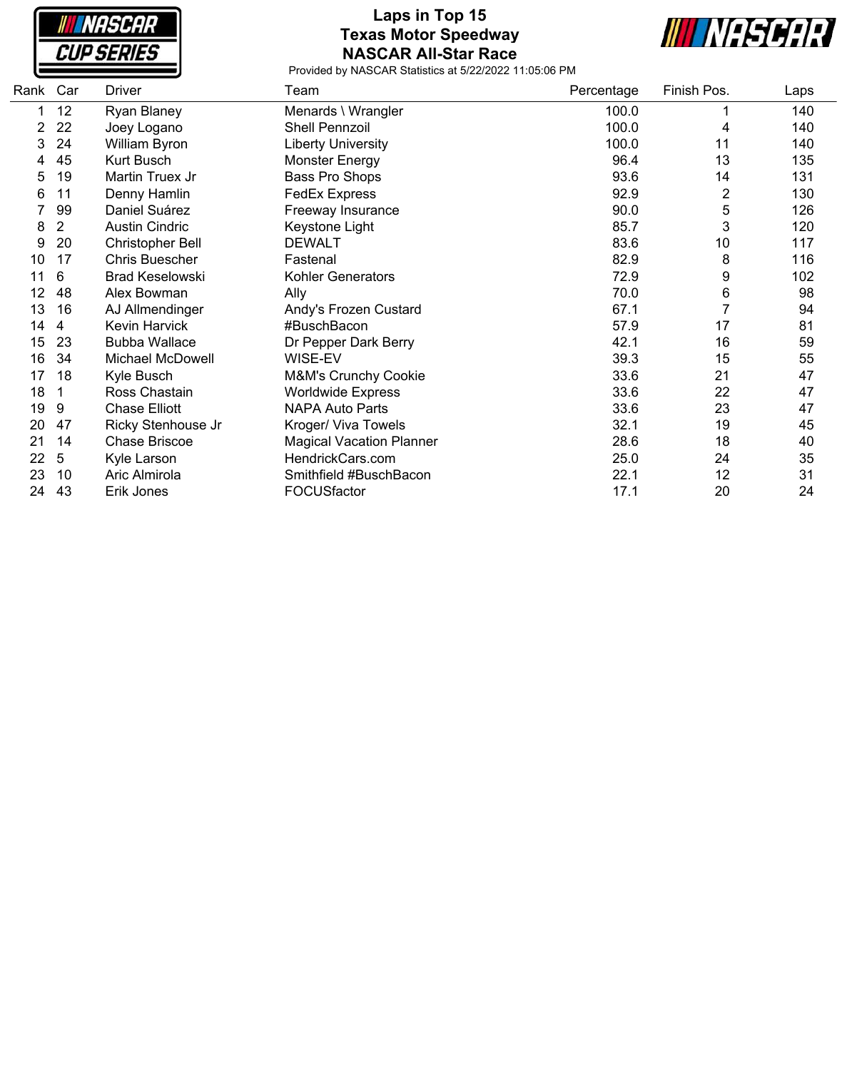# Laps in Top 15
## Texas Motor Speedway
## NASCAR All-Star Race

Provided by NASCAR Statistics at 5/22/2022 11:05:06 PM

| Rank | Car | Driver | Team | Percentage | Finish Pos. | Laps |
|---|---|---|---|---|---|---|
| 1 | 12 | Ryan Blaney | Menards \ Wrangler | 100.0 | 1 | 140 |
| 2 | 22 | Joey Logano | Shell Pennzoil | 100.0 | 4 | 140 |
| 3 | 24 | William Byron | Liberty University | 100.0 | 11 | 140 |
| 4 | 45 | Kurt Busch | Monster Energy | 96.4 | 13 | 135 |
| 5 | 19 | Martin Truex Jr | Bass Pro Shops | 93.6 | 14 | 131 |
| 6 | 11 | Denny Hamlin | FedEx Express | 92.9 | 2 | 130 |
| 7 | 99 | Daniel Suárez | Freeway Insurance | 90.0 | 5 | 126 |
| 8 | 2 | Austin Cindric | Keystone Light | 85.7 | 3 | 120 |
| 9 | 20 | Christopher Bell | DEWALT | 83.6 | 10 | 117 |
| 10 | 17 | Chris Buescher | Fastenal | 82.9 | 8 | 116 |
| 11 | 6 | Brad Keselowski | Kohler Generators | 72.9 | 9 | 102 |
| 12 | 48 | Alex Bowman | Ally | 70.0 | 6 | 98 |
| 13 | 16 | AJ Allmendinger | Andy's Frozen Custard | 67.1 | 7 | 94 |
| 14 | 4 | Kevin Harvick | #BuschBacon | 57.9 | 17 | 81 |
| 15 | 23 | Bubba Wallace | Dr Pepper Dark Berry | 42.1 | 16 | 59 |
| 16 | 34 | Michael McDowell | WISE-EV | 39.3 | 15 | 55 |
| 17 | 18 | Kyle Busch | M&M's Crunchy Cookie | 33.6 | 21 | 47 |
| 18 | 1 | Ross Chastain | Worldwide Express | 33.6 | 22 | 47 |
| 19 | 9 | Chase Elliott | NAPA Auto Parts | 33.6 | 23 | 47 |
| 20 | 47 | Ricky Stenhouse Jr | Kroger/ Viva Towels | 32.1 | 19 | 45 |
| 21 | 14 | Chase Briscoe | Magical Vacation Planner | 28.6 | 18 | 40 |
| 22 | 5 | Kyle Larson | HendrickCars.com | 25.0 | 24 | 35 |
| 23 | 10 | Aric Almirola | Smithfield #BuschBacon | 22.1 | 12 | 31 |
| 24 | 43 | Erik Jones | FOCUSfactor | 17.1 | 20 | 24 |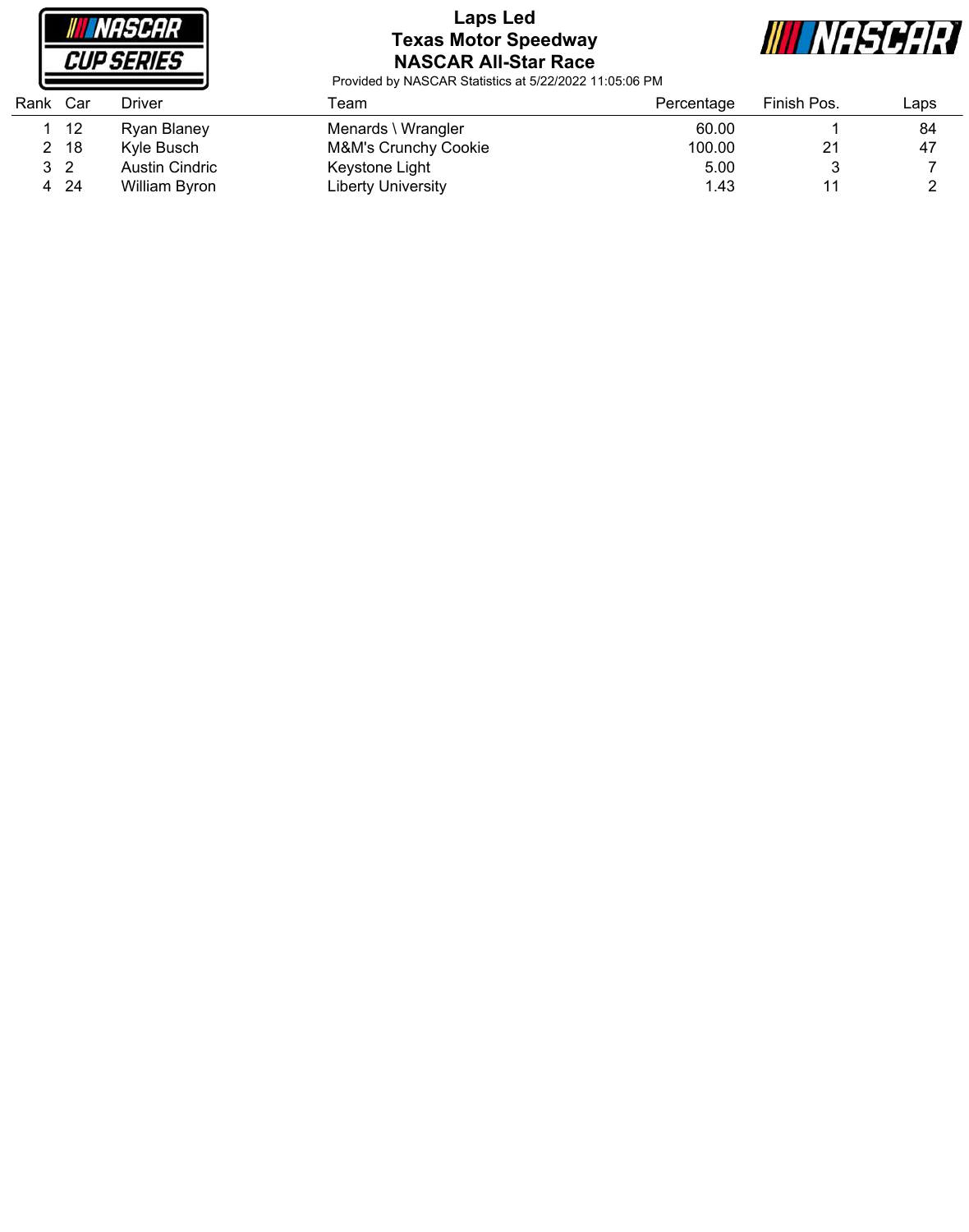# Laps Led
## Texas Motor Speedway
## NASCAR All-Star Race

Provided by NASCAR Statistics at 5/22/2022 11:05:06 PM

| Rank | Car | Driver | Team | Percentage | Finish Pos. | Laps |
|---|---|---|---|---|---|---|
| 1 | 12 | Ryan Blaney | Menards \ Wrangler | 60.00 | 1 | 84 |
| 2 | 18 | Kyle Busch | M&M's Crunchy Cookie | 100.00 | 21 | 47 |
| 3 | 2 | Austin Cindric | Keystone Light | 5.00 | 3 | 7 |
| 4 | 24 | William Byron | Liberty University | 1.43 | 11 | 2 |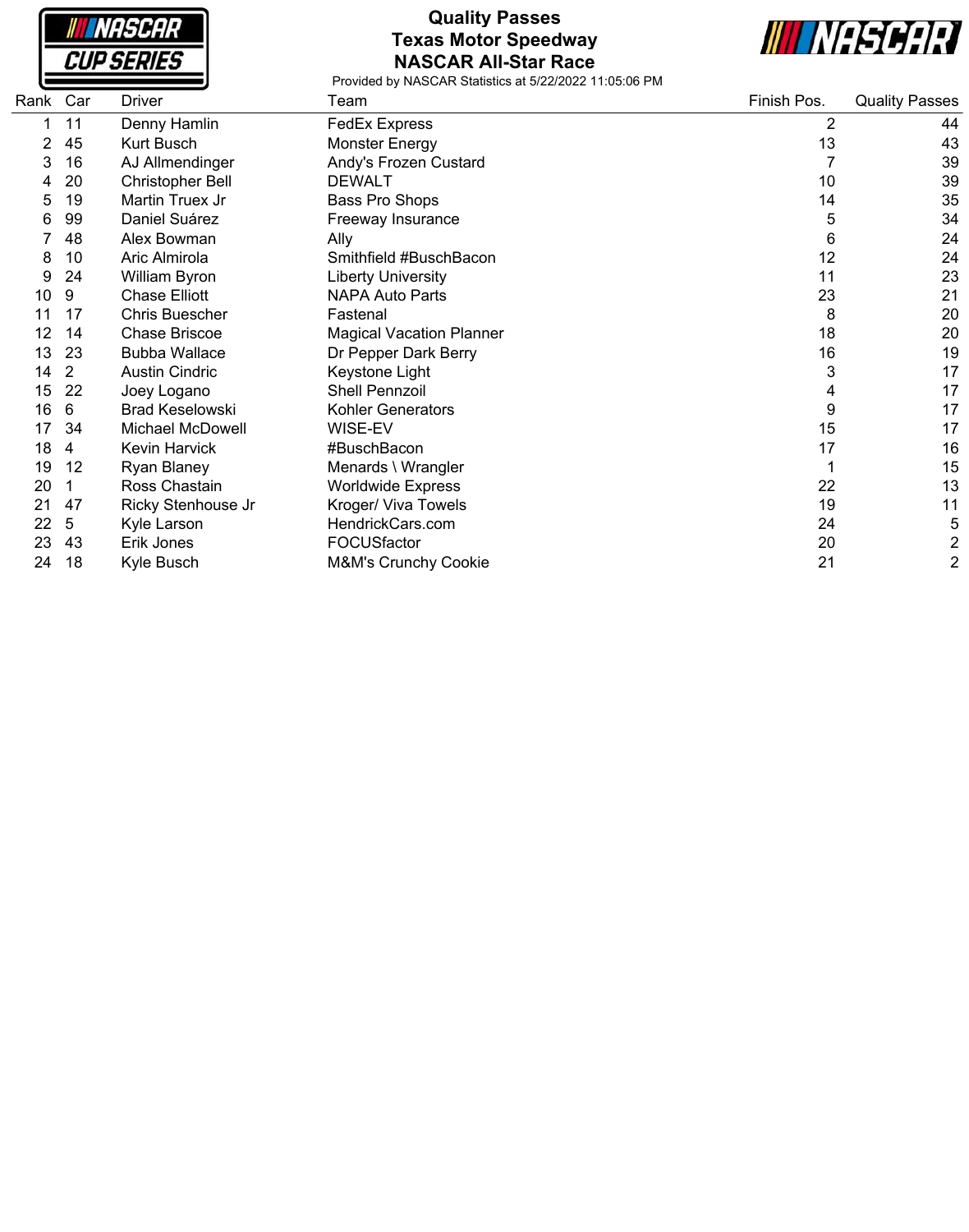# Quality Passes
## Texas Motor Speedway
## NASCAR All-Star Race

Provided by NASCAR Statistics at 5/22/2022 11:05:06 PM

| Rank | Car | Driver | Team | Finish Pos. | Quality Passes |
|---|---|---|---|---|---|
| 1 | 11 | Denny Hamlin | FedEx Express | 2 | 44 |
| 2 | 45 | Kurt Busch | Monster Energy | 13 | 43 |
| 3 | 16 | AJ Allmendinger | Andy's Frozen Custard | 7 | 39 |
| 4 | 20 | Christopher Bell | DEWALT | 10 | 39 |
| 5 | 19 | Martin Truex Jr | Bass Pro Shops | 14 | 35 |
| 6 | 99 | Daniel Suárez | Freeway Insurance | 5 | 34 |
| 7 | 48 | Alex Bowman | Ally | 6 | 24 |
| 8 | 10 | Aric Almirola | Smithfield #BuschBacon | 12 | 24 |
| 9 | 24 | William Byron | Liberty University | 11 | 23 |
| 10 | 9 | Chase Elliott | NAPA Auto Parts | 23 | 21 |
| 11 | 17 | Chris Buescher | Fastenal | 8 | 20 |
| 12 | 14 | Chase Briscoe | Magical Vacation Planner | 18 | 20 |
| 13 | 23 | Bubba Wallace | Dr Pepper Dark Berry | 16 | 19 |
| 14 | 2 | Austin Cindric | Keystone Light | 3 | 17 |
| 15 | 22 | Joey Logano | Shell Pennzoil | 4 | 17 |
| 16 | 6 | Brad Keselowski | Kohler Generators | 9 | 17 |
| 17 | 34 | Michael McDowell | WISE-EV | 15 | 17 |
| 18 | 4 | Kevin Harvick | #BuschBacon | 17 | 16 |
| 19 | 12 | Ryan Blaney | Menards \ Wrangler | 1 | 15 |
| 20 | 1 | Ross Chastain | Worldwide Express | 22 | 13 |
| 21 | 47 | Ricky Stenhouse Jr | Kroger/ Viva Towels | 19 | 11 |
| 22 | 5 | Kyle Larson | HendrickCars.com | 24 | 5 |
| 23 | 43 | Erik Jones | FOCUSfactor | 20 | 2 |
| 24 | 18 | Kyle Busch | M&M's Crunchy Cookie | 21 | 2 |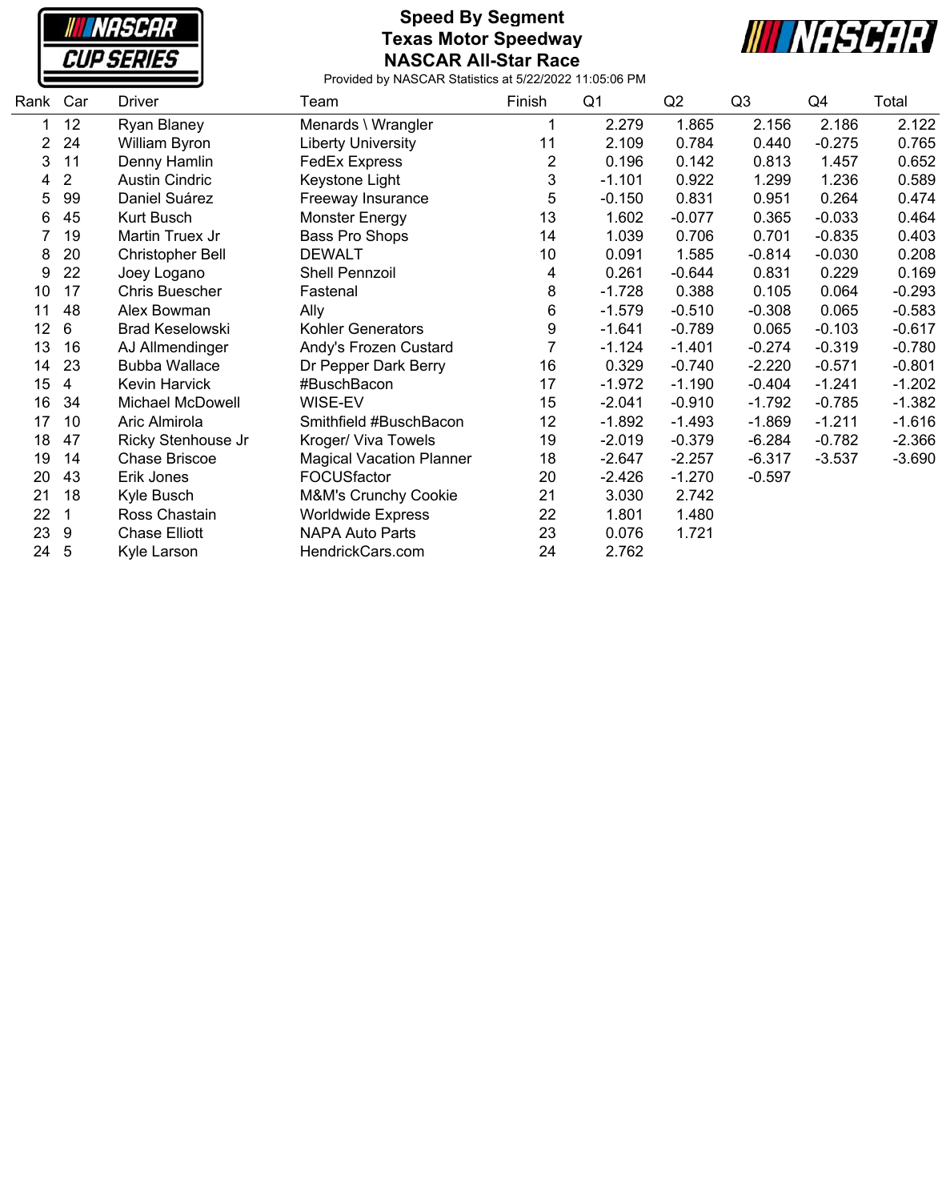# Speed By Segment
# Texas Motor Speedway
# NASCAR All-Star Race

Provided by NASCAR Statistics at 5/22/2022 11:05:06 PM

| Rank | Car | Driver | Team | Finish | Q1 | Q2 | Q3 | Q4 | Total |
|---|---|---|---|---|---|---|---|---|---|
| 1 | 12 | Ryan Blaney | Menards \ Wrangler | 1 | 2.279 | 1.865 | 2.156 | 2.186 | 2.122 |
| 2 | 24 | William Byron | Liberty University | 11 | 2.109 | 0.784 | 0.440 | -0.275 | 0.765 |
| 3 | 11 | Denny Hamlin | FedEx Express | 2 | 0.196 | 0.142 | 0.813 | 1.457 | 0.652 |
| 4 | 2 | Austin Cindric | Keystone Light | 3 | -1.101 | 0.922 | 1.299 | 1.236 | 0.589 |
| 5 | 99 | Daniel Suárez | Freeway Insurance | 5 | -0.150 | 0.831 | 0.951 | 0.264 | 0.474 |
| 6 | 45 | Kurt Busch | Monster Energy | 13 | 1.602 | -0.077 | 0.365 | -0.033 | 0.464 |
| 7 | 19 | Martin Truex Jr | Bass Pro Shops | 14 | 1.039 | 0.706 | 0.701 | -0.835 | 0.403 |
| 8 | 20 | Christopher Bell | DEWALT | 10 | 0.091 | 1.585 | -0.814 | -0.030 | 0.208 |
| 9 | 22 | Joey Logano | Shell Pennzoil | 4 | 0.261 | -0.644 | 0.831 | 0.229 | 0.169 |
| 10 | 17 | Chris Buescher | Fastenal | 8 | -1.728 | 0.388 | 0.105 | 0.064 | -0.293 |
| 11 | 48 | Alex Bowman | Ally | 6 | -1.579 | -0.510 | -0.308 | 0.065 | -0.583 |
| 12 | 6 | Brad Keselowski | Kohler Generators | 9 | -1.641 | -0.789 | 0.065 | -0.103 | -0.617 |
| 13 | 16 | AJ Allmendinger | Andy's Frozen Custard | 7 | -1.124 | -1.401 | -0.274 | -0.319 | -0.780 |
| 14 | 23 | Bubba Wallace | Dr Pepper Dark Berry | 16 | 0.329 | -0.740 | -2.220 | -0.571 | -0.801 |
| 15 | 4 | Kevin Harvick | #BuschBacon | 17 | -1.972 | -1.190 | -0.404 | -1.241 | -1.202 |
| 16 | 34 | Michael McDowell | WISE-EV | 15 | -2.041 | -0.910 | -1.792 | -0.785 | -1.382 |
| 17 | 10 | Aric Almirola | Smithfield #BuschBacon | 12 | -1.892 | -1.493 | -1.869 | -1.211 | -1.616 |
| 18 | 47 | Ricky Stenhouse Jr | Kroger/ Viva Towels | 19 | -2.019 | -0.379 | -6.284 | -0.782 | -2.366 |
| 19 | 14 | Chase Briscoe | Magical Vacation Planner | 18 | -2.647 | -2.257 | -6.317 | -3.537 | -3.690 |
| 20 | 43 | Erik Jones | FOCUSfactor | 20 | -2.426 | -1.270 | -0.597 | | |
| 21 | 18 | Kyle Busch | M&M's Crunchy Cookie | 21 | 3.030 | 2.742 | | | |
| 22 | 1 | Ross Chastain | Worldwide Express | 22 | 1.801 | 1.480 | | | |
| 23 | 9 | Chase Elliott | NAPA Auto Parts | 23 | 0.076 | 1.721 | | | |
| 24 | 5 | Kyle Larson | HendrickCars.com | 24 | 2.762 | | | | |